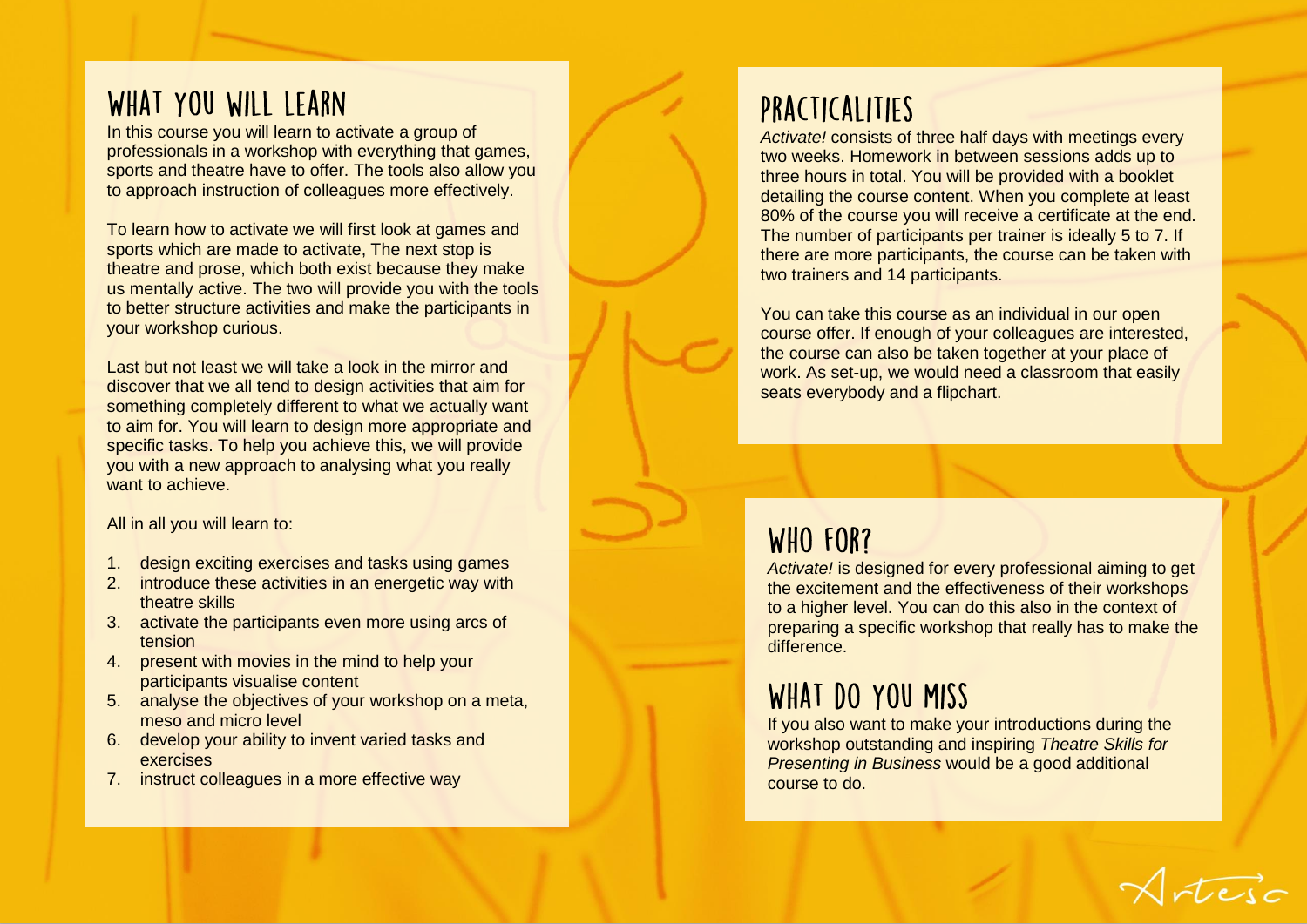## WHAT YOU WILL LEARN

In this course you will learn to activate a group of professionals in a workshop with everything that games, sports and theatre have to offer. The tools also allow you to approach instruction of colleagues more effectively.

To learn how to activate we will first look at games and sports which are made to activate, The next stop is theatre and prose, which both exist because they make us mentally active. The two will provide you with the tools to better structure activities and make the participants in your workshop curious.

Last but not least we will take a look in the mirror and discover that we all tend to design activities that aim for something completely different to what we actually want to aim for. You will learn to design more appropriate and specific tasks. To help you achieve this, we will provide you with a new approach to analysing what you really want to achieve.

All in all you will learn to:

1. design exciting exercises and tasks using games
2. introduce these activities in an energetic way with theatre skills
3. activate the participants even more using arcs of tension
4. present with movies in the mind to help your participants visualise content
5. analyse the objectives of your workshop on a meta, meso and micro level
6. develop your ability to invent varied tasks and exercises
7. instruct colleagues in a more effective way

## PRACTICALITIES

*Activate!* consists of three half days with meetings every two weeks. Homework in between sessions adds up to three hours in total. You will be provided with a booklet detailing the course content. When you complete at least 80% of the course you will receive a certificate at the end. The number of participants per trainer is ideally 5 to 7. If there are more participants, the course can be taken with two trainers and 14 participants.

You can take this course as an individual in our open course offer. If enough of your colleagues are interested, the course can also be taken together at your place of work. As set-up, we would need a classroom that easily seats everybody and a flipchart.

## WHO FOR?

*Activate!* is designed for every professional aiming to get the excitement and the effectiveness of their workshops to a higher level. You can do this also in the context of preparing a specific workshop that really has to make the difference.

## WHAT DO YOU MISS

If you also want to make your introductions during the workshop outstanding and inspiring *Theatre Skills for Presenting in Business* would be a good additional course to do.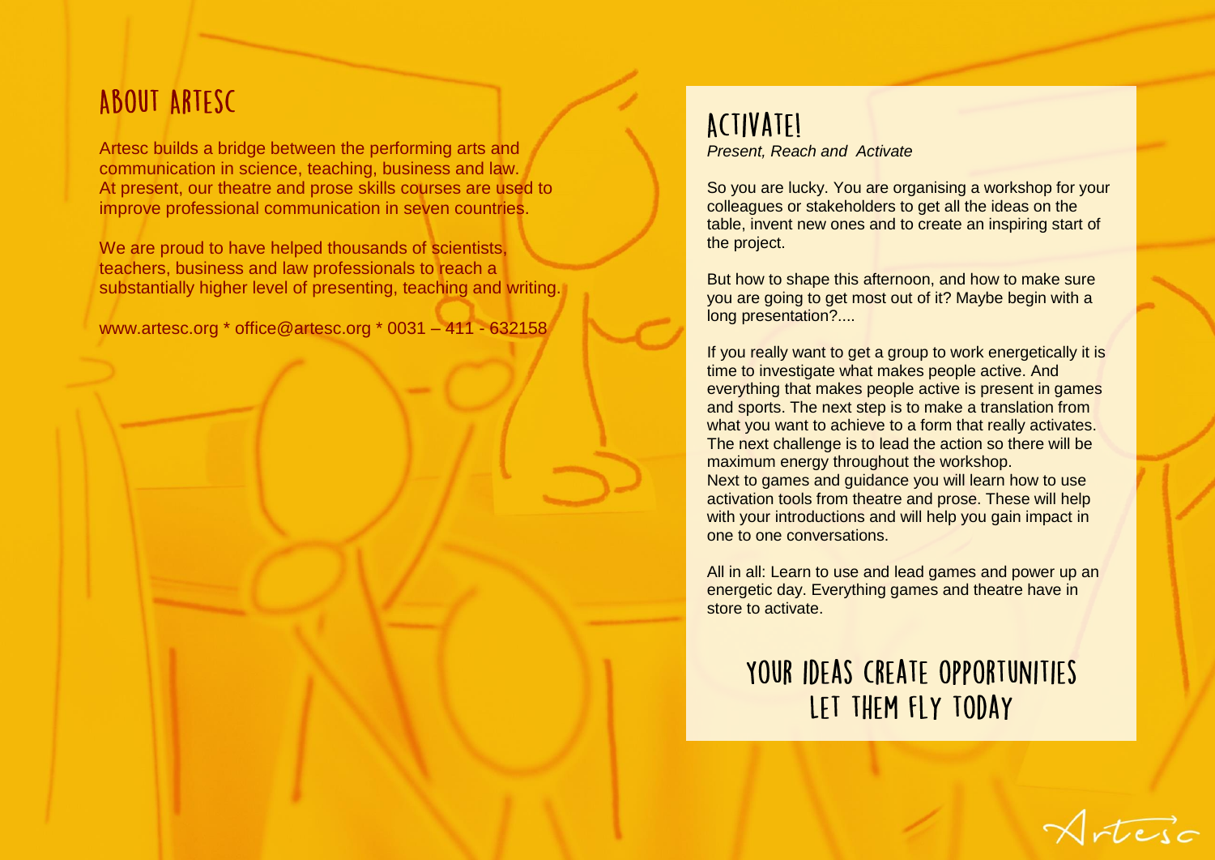## ABOUT ARTESC

Artesc builds a bridge between the performing arts and communication in science, teaching, business and law. At present, our theatre and prose skills courses are used to improve professional communication in seven countries.

We are proud to have helped thousands of scientists, teachers, business and law professionals to reach a substantially higher level of presenting, teaching and writing.

www.artesc.org * office@artesc.org * 0031 – 411 - 632158

## ACTIVATE!

*Present, Reach and  Activate*

So you are lucky. You are organising a workshop for your colleagues or stakeholders to get all the ideas on the table, invent new ones and to create an inspiring start of the project.

But how to shape this afternoon, and how to make sure you are going to get most out of it? Maybe begin with a long presentation?....

If you really want to get a group to work energetically it is time to investigate what makes people active. And everything that makes people active is present in games and sports. The next step is to make a translation from what you want to achieve to a form that really activates. The next challenge is to lead the action so there will be maximum energy throughout the workshop.
Next to games and guidance you will learn how to use activation tools from theatre and prose. These will help with your introductions and will help you gain impact in one to one conversations.

All in all: Learn to use and lead games and power up an energetic day. Everything games and theatre have in store to activate.

### YOUR IDEAS CREATE OPPORTUNITIES
### LET THEM FLY TODAY

Artesc